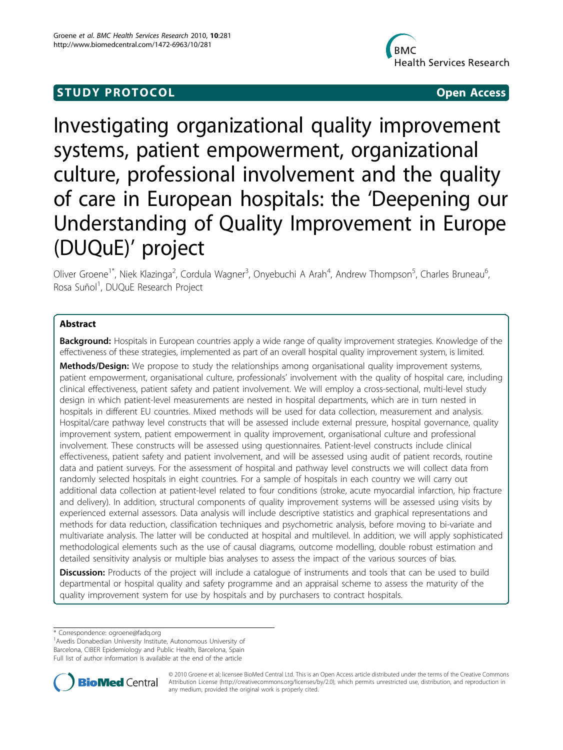**STUDY PROTOCOL** **Open Access**

# Investigating organizational quality improvement systems, patient empowerment, organizational culture, professional involvement and the quality of care in European hospitals: the 'Deepening our Understanding of Quality Improvement in Europe (DUQuE)' project

Oliver Groene[1*], Niek Klazinga[2], Cordula Wagner[3], Onyebuchi A Arah[4], Andrew Thompson[5], Charles Bruneau[6], Rosa Suñol[1], DUQuE Research Project

## Abstract

**Background:** Hospitals in European countries apply a wide range of quality improvement strategies. Knowledge of the effectiveness of these strategies, implemented as part of an overall hospital quality improvement system, is limited.

**Methods/Design:** We propose to study the relationships among organisational quality improvement systems, patient empowerment, organisational culture, professionals' involvement with the quality of hospital care, including clinical effectiveness, patient safety and patient involvement. We will employ a cross-sectional, multi-level study design in which patient-level measurements are nested in hospital departments, which are in turn nested in hospitals in different EU countries. Mixed methods will be used for data collection, measurement and analysis. Hospital/care pathway level constructs that will be assessed include external pressure, hospital governance, quality improvement system, patient empowerment in quality improvement, organisational culture and professional involvement. These constructs will be assessed using questionnaires. Patient-level constructs include clinical effectiveness, patient safety and patient involvement, and will be assessed using audit of patient records, routine data and patient surveys. For the assessment of hospital and pathway level constructs we will collect data from randomly selected hospitals in eight countries. For a sample of hospitals in each country we will carry out additional data collection at patient-level related to four conditions (stroke, acute myocardial infarction, hip fracture and delivery). In addition, structural components of quality improvement systems will be assessed using visits by experienced external assessors. Data analysis will include descriptive statistics and graphical representations and methods for data reduction, classification techniques and psychometric analysis, before moving to bi-variate and multivariate analysis. The latter will be conducted at hospital and multilevel. In addition, we will apply sophisticated methodological elements such as the use of causal diagrams, outcome modelling, double robust estimation and detailed sensitivity analysis or multiple bias analyses to assess the impact of the various sources of bias.

**Discussion:** Products of the project will include a catalogue of instruments and tools that can be used to build departmental or hospital quality and safety programme and an appraisal scheme to assess the maturity of the quality improvement system for use by hospitals and by purchasers to contract hospitals.

---

\* Correspondence: ogroene@fadq.org

[1]Avedis Donabedian University Institute, Autonomous University of Barcelona, CIBER Epidemiology and Public Health, Barcelona, Spain

Full list of author information is available at the end of the article

© 2010 Groene et al; licensee BioMed Central Ltd. This is an Open Access article distributed under the terms of the Creative Commons Attribution License (http://creativecommons.org/licenses/by/2.0), which permits unrestricted use, distribution, and reproduction in any medium, provided the original work is properly cited.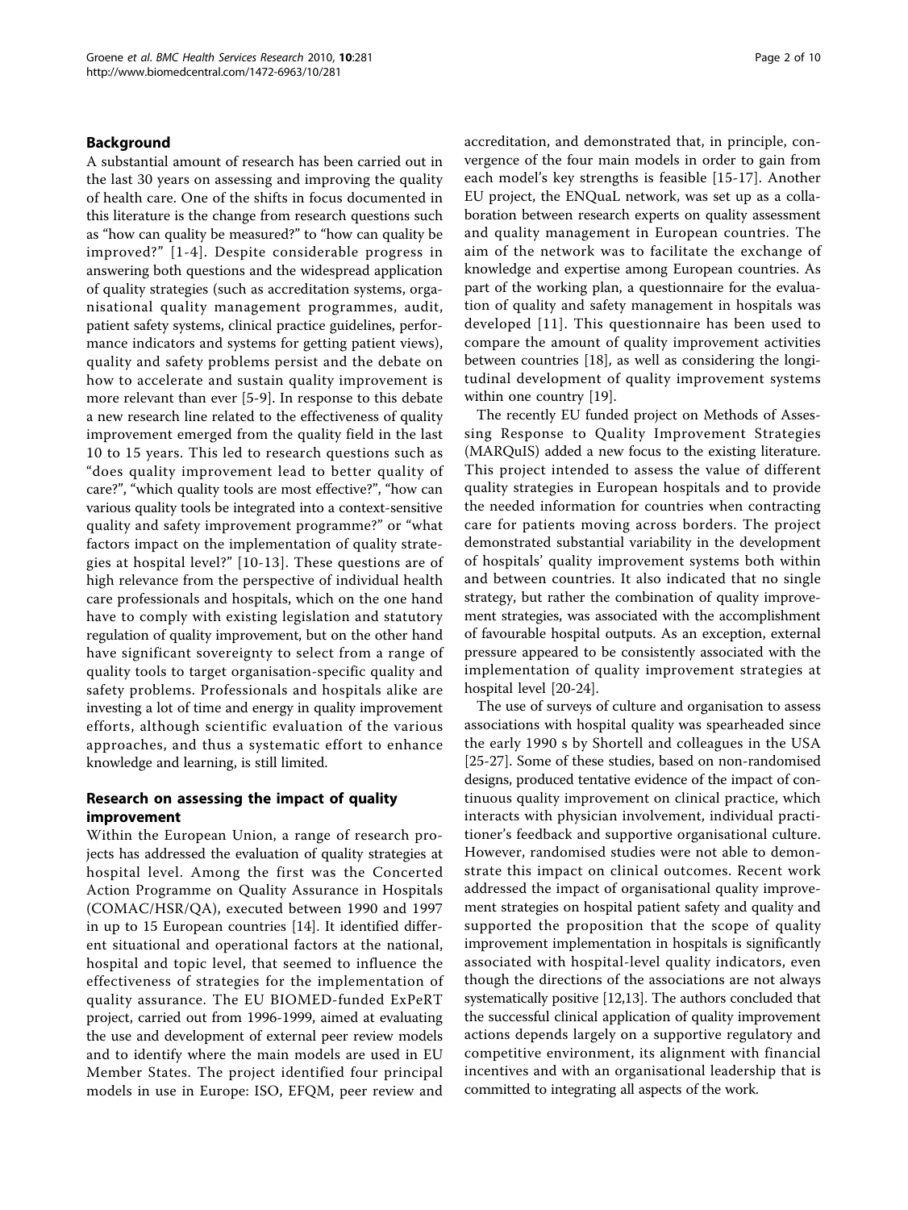## Background

A substantial amount of research has been carried out in the last 30 years on assessing and improving the quality of health care. One of the shifts in focus documented in this literature is the change from research questions such as "how can quality be measured?" to "how can quality be improved?" [1-4]. Despite considerable progress in answering both questions and the widespread application of quality strategies (such as accreditation systems, organisational quality management programmes, audit, patient safety systems, clinical practice guidelines, performance indicators and systems for getting patient views), quality and safety problems persist and the debate on how to accelerate and sustain quality improvement is more relevant than ever [5-9]. In response to this debate a new research line related to the effectiveness of quality improvement emerged from the quality field in the last 10 to 15 years. This led to research questions such as "does quality improvement lead to better quality of care?", "which quality tools are most effective?", "how can various quality tools be integrated into a context-sensitive quality and safety improvement programme?" or "what factors impact on the implementation of quality strategies at hospital level?" [10-13]. These questions are of high relevance from the perspective of individual health care professionals and hospitals, which on the one hand have to comply with existing legislation and statutory regulation of quality improvement, but on the other hand have significant sovereignty to select from a range of quality tools to target organisation-specific quality and safety problems. Professionals and hospitals alike are investing a lot of time and energy in quality improvement efforts, although scientific evaluation of the various approaches, and thus a systematic effort to enhance knowledge and learning, is still limited.

### Research on assessing the impact of quality improvement

Within the European Union, a range of research projects has addressed the evaluation of quality strategies at hospital level. Among the first was the Concerted Action Programme on Quality Assurance in Hospitals (COMAC/HSR/QA), executed between 1990 and 1997 in up to 15 European countries [14]. It identified different situational and operational factors at the national, hospital and topic level, that seemed to influence the effectiveness of strategies for the implementation of quality assurance. The EU BIOMED-funded ExPeRT project, carried out from 1996-1999, aimed at evaluating the use and development of external peer review models and to identify where the main models are used in EU Member States. The project identified four principal models in use in Europe: ISO, EFQM, peer review and accreditation, and demonstrated that, in principle, convergence of the four main models in order to gain from each model's key strengths is feasible [15-17]. Another EU project, the ENQuaL network, was set up as a collaboration between research experts on quality assessment and quality management in European countries. The aim of the network was to facilitate the exchange of knowledge and expertise among European countries. As part of the working plan, a questionnaire for the evaluation of quality and safety management in hospitals was developed [11]. This questionnaire has been used to compare the amount of quality improvement activities between countries [18], as well as considering the longitudinal development of quality improvement systems within one country [19].

The recently EU funded project on Methods of Assessing Response to Quality Improvement Strategies (MARQuIS) added a new focus to the existing literature. This project intended to assess the value of different quality strategies in European hospitals and to provide the needed information for countries when contracting care for patients moving across borders. The project demonstrated substantial variability in the development of hospitals' quality improvement systems both within and between countries. It also indicated that no single strategy, but rather the combination of quality improvement strategies, was associated with the accomplishment of favourable hospital outputs. As an exception, external pressure appeared to be consistently associated with the implementation of quality improvement strategies at hospital level [20-24].

The use of surveys of culture and organisation to assess associations with hospital quality was spearheaded since the early 1990 s by Shortell and colleagues in the USA [25-27]. Some of these studies, based on non-randomised designs, produced tentative evidence of the impact of continuous quality improvement on clinical practice, which interacts with physician involvement, individual practitioner's feedback and supportive organisational culture. However, randomised studies were not able to demonstrate this impact on clinical outcomes. Recent work addressed the impact of organisational quality improvement strategies on hospital patient safety and quality and supported the proposition that the scope of quality improvement implementation in hospitals is significantly associated with hospital-level quality indicators, even though the directions of the associations are not always systematically positive [12,13]. The authors concluded that the successful clinical application of quality improvement actions depends largely on a supportive regulatory and competitive environment, its alignment with financial incentives and with an organisational leadership that is committed to integrating all aspects of the work.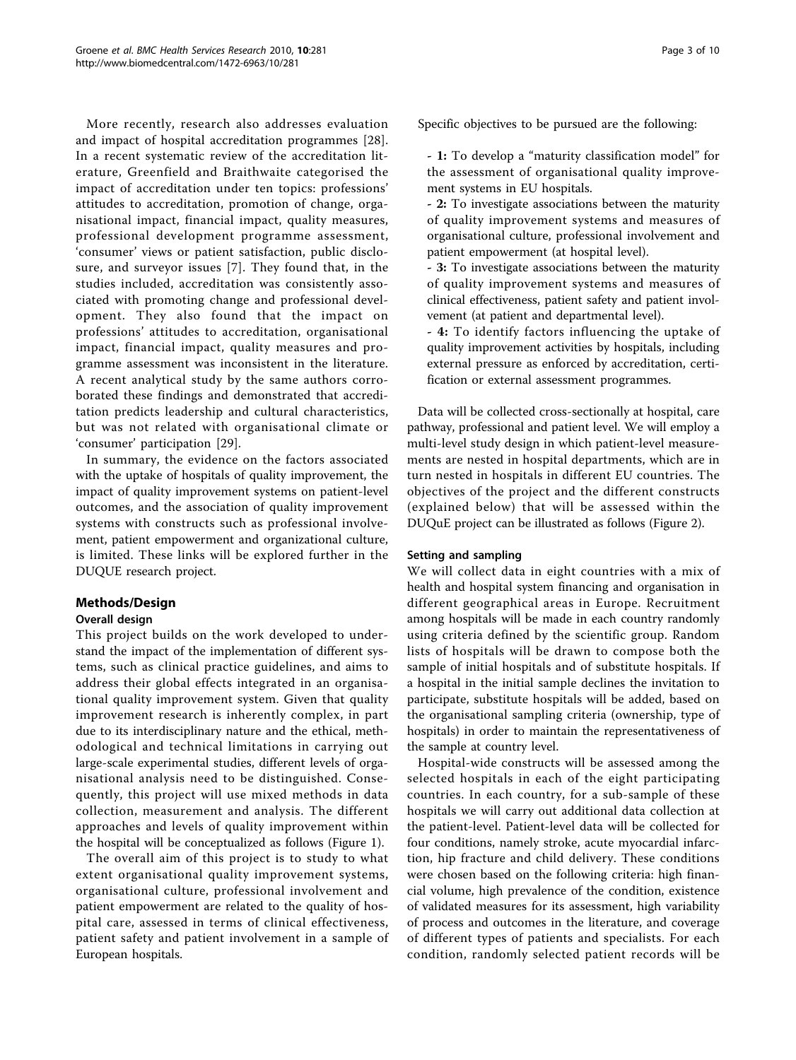More recently, research also addresses evaluation and impact of hospital accreditation programmes [28]. In a recent systematic review of the accreditation literature, Greenfield and Braithwaite categorised the impact of accreditation under ten topics: professions' attitudes to accreditation, promotion of change, organisational impact, financial impact, quality measures, professional development programme assessment, 'consumer' views or patient satisfaction, public disclosure, and surveyor issues [7]. They found that, in the studies included, accreditation was consistently associated with promoting change and professional development. They also found that the impact on professions' attitudes to accreditation, organisational impact, financial impact, quality measures and programme assessment was inconsistent in the literature. A recent analytical study by the same authors corroborated these findings and demonstrated that accreditation predicts leadership and cultural characteristics, but was not related with organisational climate or 'consumer' participation [29].

In summary, the evidence on the factors associated with the uptake of hospitals of quality improvement, the impact of quality improvement systems on patient-level outcomes, and the association of quality improvement systems with constructs such as professional involvement, patient empowerment and organizational culture, is limited. These links will be explored further in the DUQUE research project.

## Methods/Design

### Overall design

This project builds on the work developed to understand the impact of the implementation of different systems, such as clinical practice guidelines, and aims to address their global effects integrated in an organisational quality improvement system. Given that quality improvement research is inherently complex, in part due to its interdisciplinary nature and the ethical, methodological and technical limitations in carrying out large-scale experimental studies, different levels of organisational analysis need to be distinguished. Consequently, this project will use mixed methods in data collection, measurement and analysis. The different approaches and levels of quality improvement within the hospital will be conceptualized as follows (Figure 1).

The overall aim of this project is to study to what extent organisational quality improvement systems, organisational culture, professional involvement and patient empowerment are related to the quality of hospital care, assessed in terms of clinical effectiveness, patient safety and patient involvement in a sample of European hospitals.

Specific objectives to be pursued are the following:

- **1:** To develop a "maturity classification model" for the assessment of organisational quality improvement systems in EU hospitals.
- **2:** To investigate associations between the maturity of quality improvement systems and measures of organisational culture, professional involvement and patient empowerment (at hospital level).
- **3:** To investigate associations between the maturity of quality improvement systems and measures of clinical effectiveness, patient safety and patient involvement (at patient and departmental level).
- **4:** To identify factors influencing the uptake of quality improvement activities by hospitals, including external pressure as enforced by accreditation, certification or external assessment programmes.

Data will be collected cross-sectionally at hospital, care pathway, professional and patient level. We will employ a multi-level study design in which patient-level measurements are nested in hospital departments, which are in turn nested in hospitals in different EU countries. The objectives of the project and the different constructs (explained below) that will be assessed within the DUQuE project can be illustrated as follows (Figure 2).

### Setting and sampling

We will collect data in eight countries with a mix of health and hospital system financing and organisation in different geographical areas in Europe. Recruitment among hospitals will be made in each country randomly using criteria defined by the scientific group. Random lists of hospitals will be drawn to compose both the sample of initial hospitals and of substitute hospitals. If a hospital in the initial sample declines the invitation to participate, substitute hospitals will be added, based on the organisational sampling criteria (ownership, type of hospitals) in order to maintain the representativeness of the sample at country level.

Hospital-wide constructs will be assessed among the selected hospitals in each of the eight participating countries. In each country, for a sub-sample of these hospitals we will carry out additional data collection at the patient-level. Patient-level data will be collected for four conditions, namely stroke, acute myocardial infarction, hip fracture and child delivery. These conditions were chosen based on the following criteria: high financial volume, high prevalence of the condition, existence of validated measures for its assessment, high variability of process and outcomes in the literature, and coverage of different types of patients and specialists. For each condition, randomly selected patient records will be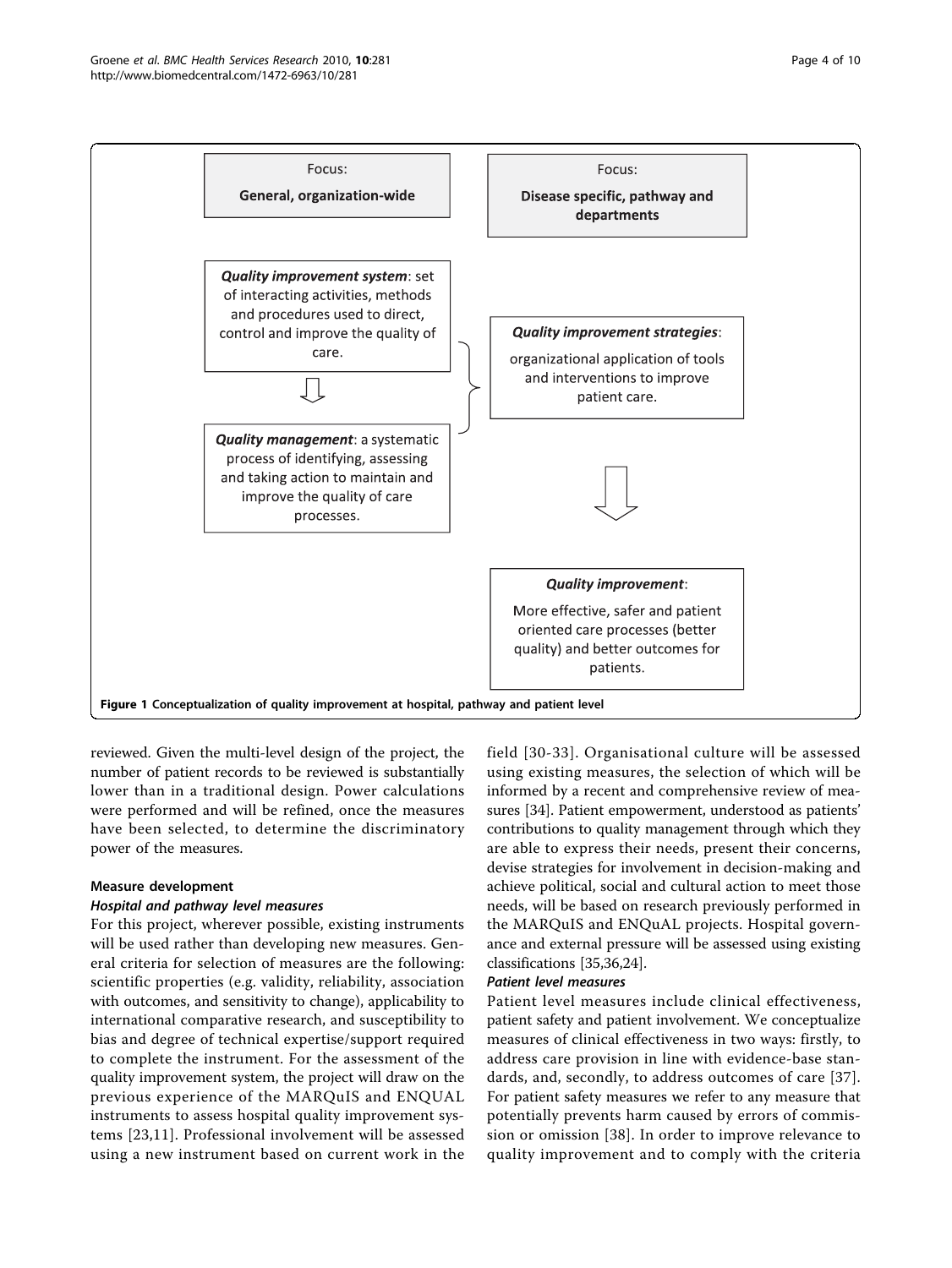Focus:

**General, organization-wide**

Focus:

**Disease specific, pathway and departments**

***Quality improvement system***: set of interacting activities, methods and procedures used to direct, control and improve the quality of care.

***Quality management***: a systematic process of identifying, assessing and taking action to maintain and improve the quality of care processes.

***Quality improvement strategies***: organizational application of tools and interventions to improve patient care.

***Quality improvement***: More effective, safer and patient oriented care processes (better quality) and better outcomes for patients.

**Figure 1 Conceptualization of quality improvement at hospital, pathway and patient level**

reviewed. Given the multi-level design of the project, the number of patient records to be reviewed is substantially lower than in a traditional design. Power calculations were performed and will be refined, once the measures have been selected, to determine the discriminatory power of the measures.

#### Measure development

##### *Hospital and pathway level measures*

For this project, wherever possible, existing instruments will be used rather than developing new measures. General criteria for selection of measures are the following: scientific properties (e.g. validity, reliability, association with outcomes, and sensitivity to change), applicability to international comparative research, and susceptibility to bias and degree of technical expertise/support required to complete the instrument. For the assessment of the quality improvement system, the project will draw on the previous experience of the MARQuIS and ENQUAL instruments to assess hospital quality improvement systems [23,11]. Professional involvement will be assessed using a new instrument based on current work in the field [30-33]. Organisational culture will be assessed using existing measures, the selection of which will be informed by a recent and comprehensive review of measures [34]. Patient empowerment, understood as patients' contributions to quality management through which they are able to express their needs, present their concerns, devise strategies for involvement in decision-making and achieve political, social and cultural action to meet those needs, will be based on research previously performed in the MARQuIS and ENQuAL projects. Hospital governance and external pressure will be assessed using existing classifications [35,36,24].

##### *Patient level measures*

Patient level measures include clinical effectiveness, patient safety and patient involvement. We conceptualize measures of clinical effectiveness in two ways: firstly, to address care provision in line with evidence-base standards, and, secondly, to address outcomes of care [37]. For patient safety measures we refer to any measure that potentially prevents harm caused by errors of commission or omission [38]. In order to improve relevance to quality improvement and to comply with the criteria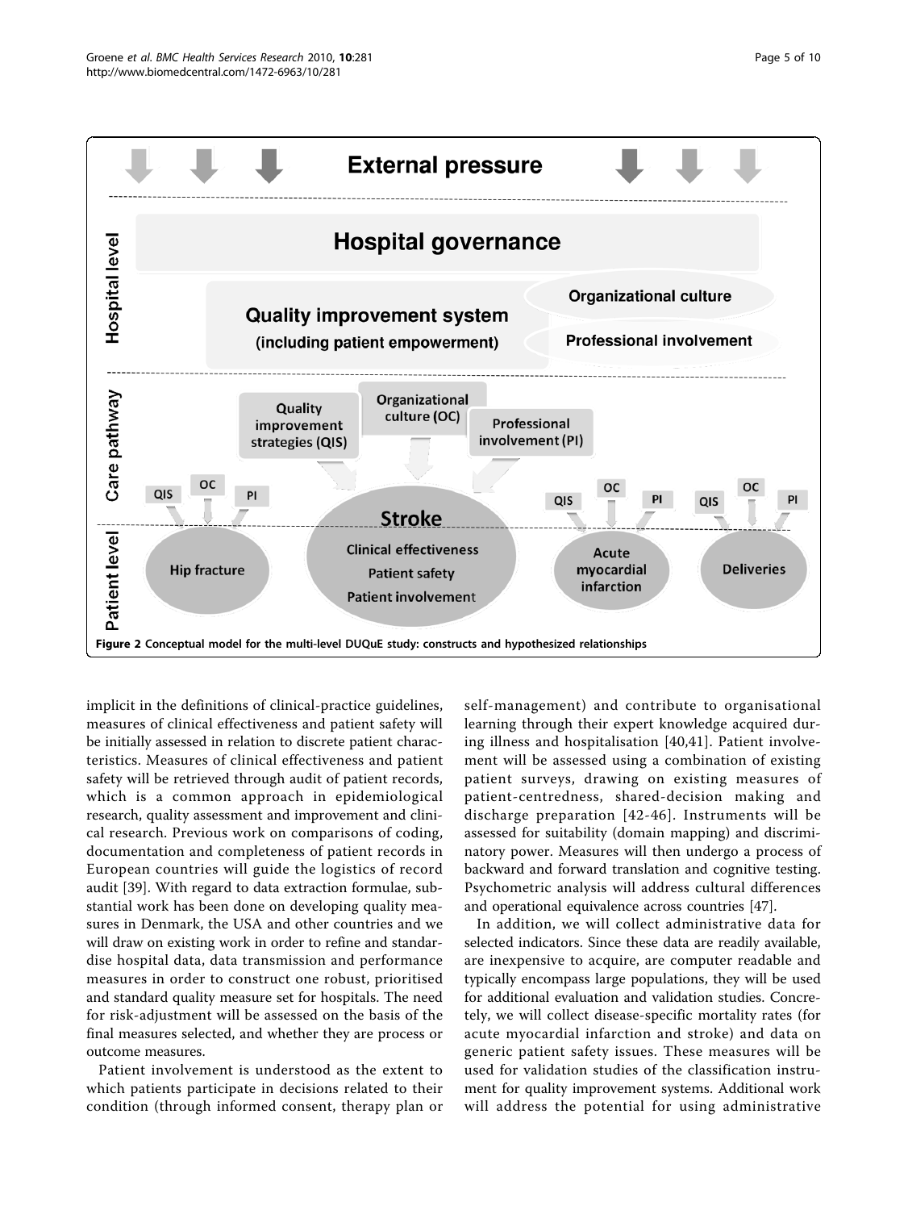External pressure

Hospital level

Hospital governance

Quality improvement system (including patient empowerment)

Organizational culture

Professional involvement

Care pathway

Quality improvement strategies (QIS)

Organizational culture (OC)

Professional involvement (PI)

QIS OC PI

QIS OC PI

QIS OC PI

Patient level

Hip fracture

Stroke

Clinical effectiveness

Patient safety

Patient involvement

Acute myocardial infarction

Deliveries

**Figure 2 Conceptual model for the multi-level DUQuE study: constructs and hypothesized relationships**

implicit in the definitions of clinical-practice guidelines, measures of clinical effectiveness and patient safety will be initially assessed in relation to discrete patient characteristics. Measures of clinical effectiveness and patient safety will be retrieved through audit of patient records, which is a common approach in epidemiological research, quality assessment and improvement and clinical research. Previous work on comparisons of coding, documentation and completeness of patient records in European countries will guide the logistics of record audit [39]. With regard to data extraction formulae, substantial work has been done on developing quality measures in Denmark, the USA and other countries and we will draw on existing work in order to refine and standardise hospital data, data transmission and performance measures in order to construct one robust, prioritised and standard quality measure set for hospitals. The need for risk-adjustment will be assessed on the basis of the final measures selected, and whether they are process or outcome measures.

Patient involvement is understood as the extent to which patients participate in decisions related to their condition (through informed consent, therapy plan or self-management) and contribute to organisational learning through their expert knowledge acquired during illness and hospitalisation [40,41]. Patient involvement will be assessed using a combination of existing patient surveys, drawing on existing measures of patient-centredness, shared-decision making and discharge preparation [42-46]. Instruments will be assessed for suitability (domain mapping) and discriminatory power. Measures will then undergo a process of backward and forward translation and cognitive testing. Psychometric analysis will address cultural differences and operational equivalence across countries [47].

In addition, we will collect administrative data for selected indicators. Since these data are readily available, are inexpensive to acquire, are computer readable and typically encompass large populations, they will be used for additional evaluation and validation studies. Concretely, we will collect disease-specific mortality rates (for acute myocardial infarction and stroke) and data on generic patient safety issues. These measures will be used for validation studies of the classification instrument for quality improvement systems. Additional work will address the potential for using administrative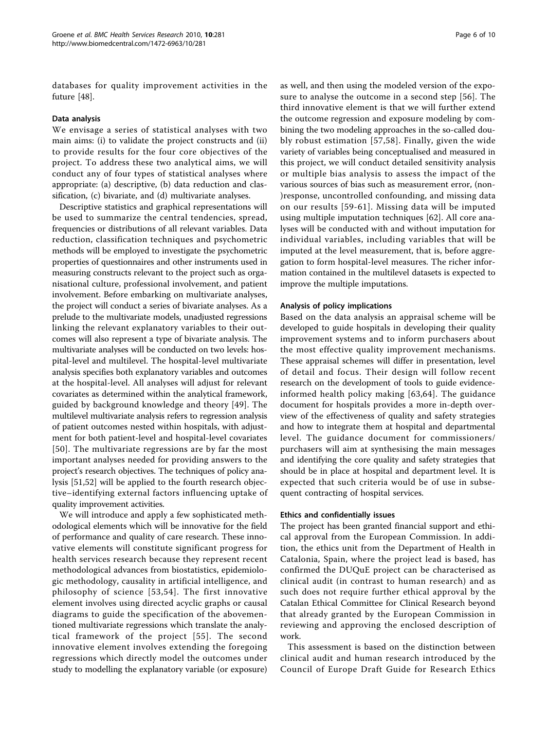databases for quality improvement activities in the future [48].

### Data analysis

We envisage a series of statistical analyses with two main aims: (i) to validate the project constructs and (ii) to provide results for the four core objectives of the project. To address these two analytical aims, we will conduct any of four types of statistical analyses where appropriate: (a) descriptive, (b) data reduction and classification, (c) bivariate, and (d) multivariate analyses.

Descriptive statistics and graphical representations will be used to summarize the central tendencies, spread, frequencies or distributions of all relevant variables. Data reduction, classification techniques and psychometric methods will be employed to investigate the psychometric properties of questionnaires and other instruments used in measuring constructs relevant to the project such as organisational culture, professional involvement, and patient involvement. Before embarking on multivariate analyses, the project will conduct a series of bivariate analyses. As a prelude to the multivariate models, unadjusted regressions linking the relevant explanatory variables to their outcomes will also represent a type of bivariate analysis. The multivariate analyses will be conducted on two levels: hospital-level and multilevel. The hospital-level multivariate analysis specifies both explanatory variables and outcomes at the hospital-level. All analyses will adjust for relevant covariates as determined within the analytical framework, guided by background knowledge and theory [49]. The multilevel multivariate analysis refers to regression analysis of patient outcomes nested within hospitals, with adjustment for both patient-level and hospital-level covariates [50]. The multivariate regressions are by far the most important analyses needed for providing answers to the project's research objectives. The techniques of policy analysis [51,52] will be applied to the fourth research objective–identifying external factors influencing uptake of quality improvement activities.

We will introduce and apply a few sophisticated methodological elements which will be innovative for the field of performance and quality of care research. These innovative elements will constitute significant progress for health services research because they represent recent methodological advances from biostatistics, epidemiologic methodology, causality in artificial intelligence, and philosophy of science [53,54]. The first innovative element involves using directed acyclic graphs or causal diagrams to guide the specification of the abovementioned multivariate regressions which translate the analytical framework of the project [55]. The second innovative element involves extending the foregoing regressions which directly model the outcomes under study to modelling the explanatory variable (or exposure) as well, and then using the modeled version of the exposure to analyse the outcome in a second step [56]. The third innovative element is that we will further extend the outcome regression and exposure modeling by combining the two modeling approaches in the so-called doubly robust estimation [57,58]. Finally, given the wide variety of variables being conceptualised and measured in this project, we will conduct detailed sensitivity analysis or multiple bias analysis to assess the impact of the various sources of bias such as measurement error, (non-)response, uncontrolled confounding, and missing data on our results [59-61]. Missing data will be imputed using multiple imputation techniques [62]. All core analyses will be conducted with and without imputation for individual variables, including variables that will be imputed at the level measurement, that is, before aggregation to form hospital-level measures. The richer information contained in the multilevel datasets is expected to improve the multiple imputations.

### Analysis of policy implications

Based on the data analysis an appraisal scheme will be developed to guide hospitals in developing their quality improvement systems and to inform purchasers about the most effective quality improvement mechanisms. These appraisal schemes will differ in presentation, level of detail and focus. Their design will follow recent research on the development of tools to guide evidence-informed health policy making [63,64]. The guidance document for hospitals provides a more in-depth overview of the effectiveness of quality and safety strategies and how to integrate them at hospital and departmental level. The guidance document for commissioners/purchasers will aim at synthesising the main messages and identifying the core quality and safety strategies that should be in place at hospital and department level. It is expected that such criteria would be of use in subsequent contracting of hospital services.

### Ethics and confidentially issues

The project has been granted financial support and ethical approval from the European Commission. In addition, the ethics unit from the Department of Health in Catalonia, Spain, where the project lead is based, has confirmed the DUQuE project can be characterised as clinical audit (in contrast to human research) and as such does not require further ethical approval by the Catalan Ethical Committee for Clinical Research beyond that already granted by the European Commission in reviewing and approving the enclosed description of work.

This assessment is based on the distinction between clinical audit and human research introduced by the Council of Europe Draft Guide for Research Ethics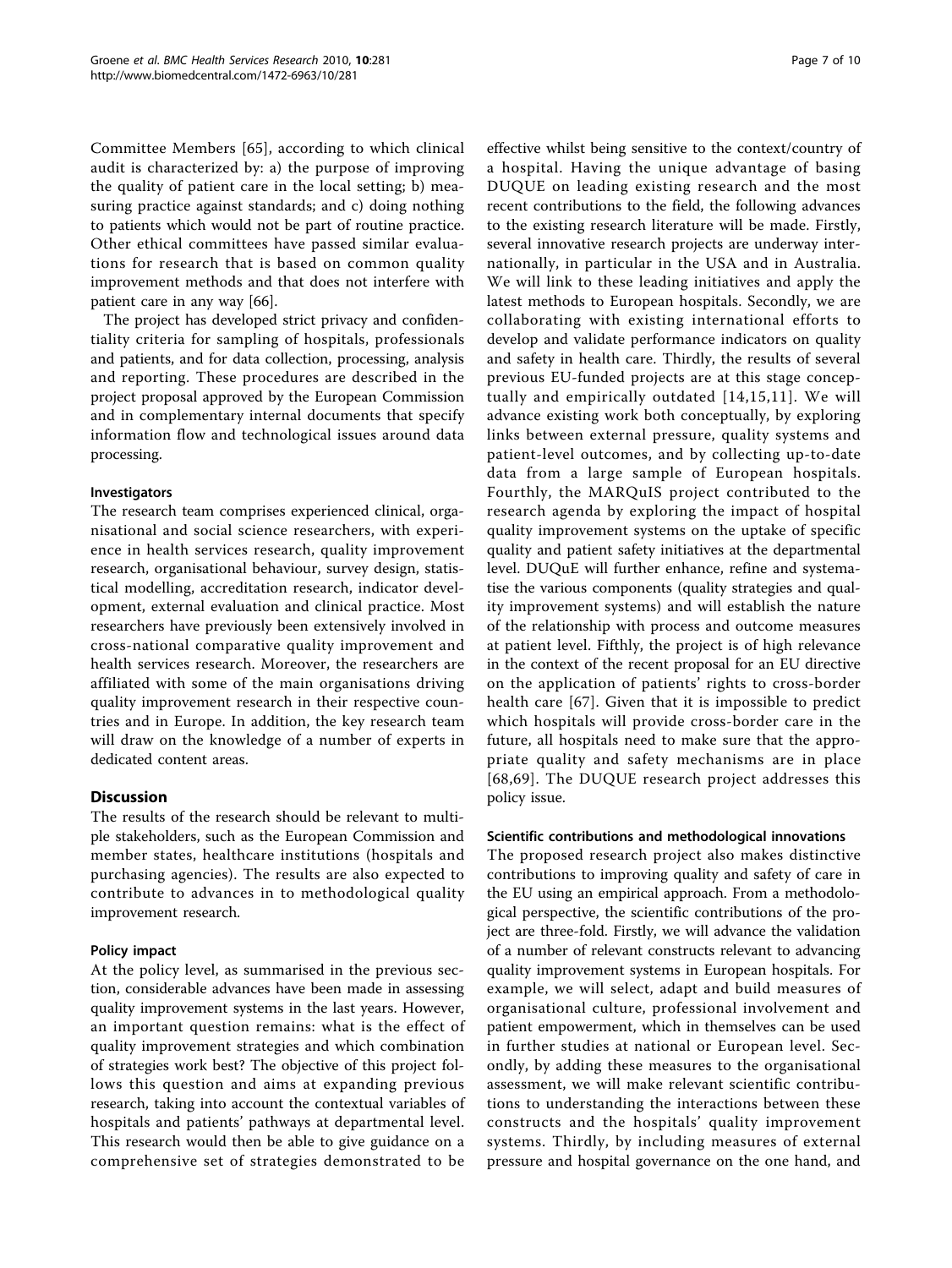Committee Members [65], according to which clinical audit is characterized by: a) the purpose of improving the quality of patient care in the local setting; b) measuring practice against standards; and c) doing nothing to patients which would not be part of routine practice. Other ethical committees have passed similar evaluations for research that is based on common quality improvement methods and that does not interfere with patient care in any way [66].

The project has developed strict privacy and confidentiality criteria for sampling of hospitals, professionals and patients, and for data collection, processing, analysis and reporting. These procedures are described in the project proposal approved by the European Commission and in complementary internal documents that specify information flow and technological issues around data processing.

### Investigators

The research team comprises experienced clinical, organisational and social science researchers, with experience in health services research, quality improvement research, organisational behaviour, survey design, statistical modelling, accreditation research, indicator development, external evaluation and clinical practice. Most researchers have previously been extensively involved in cross-national comparative quality improvement and health services research. Moreover, the researchers are affiliated with some of the main organisations driving quality improvement research in their respective countries and in Europe. In addition, the key research team will draw on the knowledge of a number of experts in dedicated content areas.

## Discussion

The results of the research should be relevant to multiple stakeholders, such as the European Commission and member states, healthcare institutions (hospitals and purchasing agencies). The results are also expected to contribute to advances in to methodological quality improvement research.

### Policy impact

At the policy level, as summarised in the previous section, considerable advances have been made in assessing quality improvement systems in the last years. However, an important question remains: what is the effect of quality improvement strategies and which combination of strategies work best? The objective of this project follows this question and aims at expanding previous research, taking into account the contextual variables of hospitals and patients' pathways at departmental level. This research would then be able to give guidance on a comprehensive set of strategies demonstrated to be effective whilst being sensitive to the context/country of a hospital. Having the unique advantage of basing DUQUE on leading existing research and the most recent contributions to the field, the following advances to the existing research literature will be made. Firstly, several innovative research projects are underway internationally, in particular in the USA and in Australia. We will link to these leading initiatives and apply the latest methods to European hospitals. Secondly, we are collaborating with existing international efforts to develop and validate performance indicators on quality and safety in health care. Thirdly, the results of several previous EU-funded projects are at this stage conceptually and empirically outdated [14,15,11]. We will advance existing work both conceptually, by exploring links between external pressure, quality systems and patient-level outcomes, and by collecting up-to-date data from a large sample of European hospitals. Fourthly, the MARQuIS project contributed to the research agenda by exploring the impact of hospital quality improvement systems on the uptake of specific quality and patient safety initiatives at the departmental level. DUQuE will further enhance, refine and systematise the various components (quality strategies and quality improvement systems) and will establish the nature of the relationship with process and outcome measures at patient level. Fifthly, the project is of high relevance in the context of the recent proposal for an EU directive on the application of patients' rights to cross-border health care [67]. Given that it is impossible to predict which hospitals will provide cross-border care in the future, all hospitals need to make sure that the appropriate quality and safety mechanisms are in place [68,69]. The DUQUE research project addresses this policy issue.

### Scientific contributions and methodological innovations

The proposed research project also makes distinctive contributions to improving quality and safety of care in the EU using an empirical approach. From a methodological perspective, the scientific contributions of the project are three-fold. Firstly, we will advance the validation of a number of relevant constructs relevant to advancing quality improvement systems in European hospitals. For example, we will select, adapt and build measures of organisational culture, professional involvement and patient empowerment, which in themselves can be used in further studies at national or European level. Secondly, by adding these measures to the organisational assessment, we will make relevant scientific contributions to understanding the interactions between these constructs and the hospitals' quality improvement systems. Thirdly, by including measures of external pressure and hospital governance on the one hand, and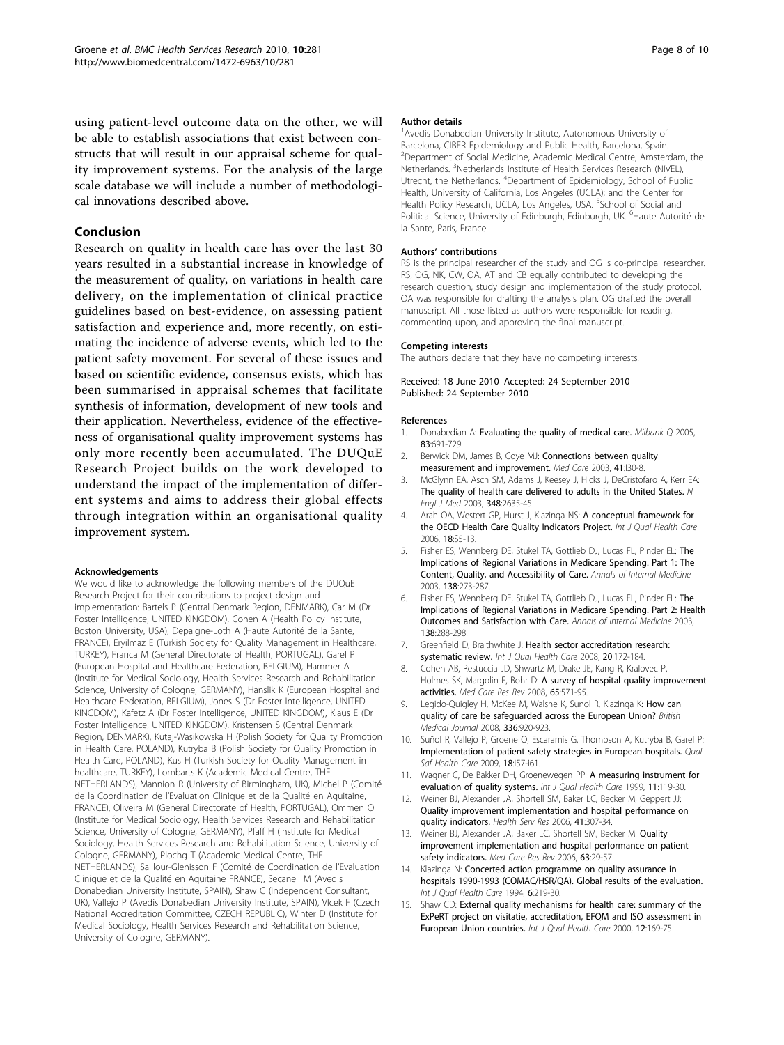using patient-level outcome data on the other, we will be able to establish associations that exist between constructs that will result in our appraisal scheme for quality improvement systems. For the analysis of the large scale database we will include a number of methodological innovations described above.

## Conclusion

Research on quality in health care has over the last 30 years resulted in a substantial increase in knowledge of the measurement of quality, on variations in health care delivery, on the implementation of clinical practice guidelines based on best-evidence, on assessing patient satisfaction and experience and, more recently, on estimating the incidence of adverse events, which led to the patient safety movement. For several of these issues and based on scientific evidence, consensus exists, which has been summarised in appraisal schemes that facilitate synthesis of information, development of new tools and their application. Nevertheless, evidence of the effectiveness of organisational quality improvement systems has only more recently been accumulated. The DUQuE Research Project builds on the work developed to understand the impact of the implementation of different systems and aims to address their global effects through integration within an organisational quality improvement system.

#### Acknowledgements

We would like to acknowledge the following members of the DUQuE Research Project for their contributions to project design and implementation: Bartels P (Central Denmark Region, DENMARK), Car M (Dr Foster Intelligence, UNITED KINGDOM), Cohen A (Health Policy Institute, Boston University, USA), Depaigne-Loth A (Haute Autorité de la Sante, FRANCE), Eryilmaz E (Turkish Society for Quality Management in Healthcare, TURKEY), Franca M (General Directorate of Health, PORTUGAL), Garel P (European Hospital and Healthcare Federation, BELGIUM), Hammer A (Institute for Medical Sociology, Health Services Research and Rehabilitation Science, University of Cologne, GERMANY), Hanslik K (European Hospital and Healthcare Federation, BELGIUM), Jones S (Dr Foster Intelligence, UNITED KINGDOM), Kafetz A (Dr Foster Intelligence, UNITED KINGDOM), Klaus E (Dr Foster Intelligence, UNITED KINGDOM), Kristensen S (Central Denmark Region, DENMARK), Kutaj-Wasikowska H (Polish Society for Quality Promotion in Health Care, POLAND), Kutryba B (Polish Society for Quality Promotion in Health Care, POLAND), Kus H (Turkish Society for Quality Management in healthcare, TURKEY), Lombarts K (Academic Medical Centre, THE NETHERLANDS), Mannion R (University of Birmingham, UK), Michel P (Comité de la Coordination de l'Evaluation Clinique et de la Qualité en Aquitaine, FRANCE), Oliveira M (General Directorate of Health, PORTUGAL), Ommen O (Institute for Medical Sociology, Health Services Research and Rehabilitation Science, University of Cologne, GERMANY), Pfaff H (Institute for Medical Sociology, Health Services Research and Rehabilitation Science, University of Cologne, GERMANY), Plochg T (Academic Medical Centre, THE NETHERLANDS), Saillour-Glenisson F (Comité de Coordination de l'Evaluation Clinique et de la Qualité en Aquitaine FRANCE), Secanell M (Avedis Donabedian University Institute, SPAIN), Shaw C (Independent Consultant, UK), Vallejo P (Avedis Donabedian University Institute, SPAIN), Vlcek F (Czech National Accreditation Committee, CZECH REPUBLIC), Winter D (Institute for Medical Sociology, Health Services Research and Rehabilitation Science, University of Cologne, GERMANY).

#### Author details

[1]Avedis Donabedian University Institute, Autonomous University of Barcelona, CIBER Epidemiology and Public Health, Barcelona, Spain. [2]Department of Social Medicine, Academic Medical Centre, Amsterdam, the Netherlands. [3]Netherlands Institute of Health Services Research (NIVEL), Utrecht, the Netherlands. [4]Department of Epidemiology, School of Public Health, University of California, Los Angeles (UCLA); and the Center for Health Policy Research, UCLA, Los Angeles, USA. [5]School of Social and Political Science, University of Edinburgh, Edinburgh, UK. [6]Haute Autorité de la Sante, Paris, France.

#### Authors' contributions

RS is the principal researcher of the study and OG is co-principal researcher. RS, OG, NK, CW, OA, AT and CB equally contributed to developing the research question, study design and implementation of the study protocol. OA was responsible for drafting the analysis plan. OG drafted the overall manuscript. All those listed as authors were responsible for reading, commenting upon, and approving the final manuscript.

#### Competing interests

The authors declare that they have no competing interests.

Received: 18 June 2010 Accepted: 24 September 2010
Published: 24 September 2010

#### References

1. Donabedian A: **Evaluating the quality of medical care.** *Milbank Q* 2005, **83**:691-729.
2. Berwick DM, James B, Coye MJ: **Connections between quality measurement and improvement.** *Med Care* 2003, **41**:I30-8.
3. McGlynn EA, Asch SM, Adams J, Keesey J, Hicks J, DeCristofaro A, Kerr EA: **The quality of health care delivered to adults in the United States.** *N Engl J Med* 2003, **348**:2635-45.
4. Arah OA, Westert GP, Hurst J, Klazinga NS: **A conceptual framework for the OECD Health Care Quality Indicators Project.** *Int J Qual Health Care* 2006, **18**:S5-13.
5. Fisher ES, Wennberg DE, Stukel TA, Gottlieb DJ, Lucas FL, Pinder EL: **The Implications of Regional Variations in Medicare Spending. Part 1: The Content, Quality, and Accessibility of Care.** *Annals of Internal Medicine* 2003, **138**:273-287.
6. Fisher ES, Wennberg DE, Stukel TA, Gottlieb DJ, Lucas FL, Pinder EL: **The Implications of Regional Variations in Medicare Spending. Part 2: Health Outcomes and Satisfaction with Care.** *Annals of Internal Medicine* 2003, **138**:288-298.
7. Greenfield D, Braithwhite J: **Health sector accreditation research: systematic review.** *Int J Qual Health Care* 2008, **20**:172-184.
8. Cohen AB, Restuccia JD, Shwartz M, Drake JE, Kang R, Kralovec P, Holmes SK, Margolin F, Bohr D: **A survey of hospital quality improvement activities.** *Med Care Res Rev* 2008, **65**:571-95.
9. Legido-Quigley H, McKee M, Walshe K, Sunol R, Klazinga K: **How can quality of care be safeguarded across the European Union?** *British Medical Journal* 2008, **336**:920-923.
10. Suñol R, Vallejo P, Groene O, Escaramis G, Thompson A, Kutryba B, Garel P: **Implementation of patient safety strategies in European hospitals.** *Qual Saf Health Care* 2009, **18**:i57-i61.
11. Wagner C, De Bakker DH, Groenewegen PP: **A measuring instrument for evaluation of quality systems.** *Int J Qual Health Care* 1999, **11**:119-30.
12. Weiner BJ, Alexander JA, Shortell SM, Baker LC, Becker M, Geppert JJ: **Quality improvement implementation and hospital performance on quality indicators.** *Health Serv Res* 2006, **41**:307-34.
13. Weiner BJ, Alexander JA, Baker LC, Shortell SM, Becker M: **Quality improvement implementation and hospital performance on patient safety indicators.** *Med Care Res Rev* 2006, **63**:29-57.
14. Klazinga N: **Concerted action programme on quality assurance in hospitals 1990-1993 (COMAC/HSR/QA). Global results of the evaluation.** *Int J Qual Health Care* 1994, **6**:219-30.
15. Shaw CD: **External quality mechanisms for health care: summary of the ExPeRT project on visitatie, accreditation, EFQM and ISO assessment in European Union countries.** *Int J Qual Health Care* 2000, **12**:169-75.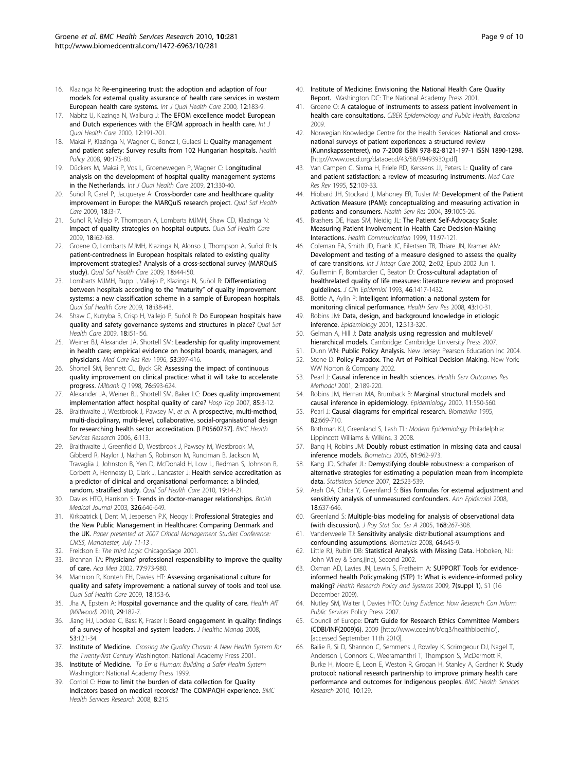16. Klazinga N: Re-engineering trust: the adoption and adaption of four models for external quality assurance of health care services in western European health care systems. *Int J Qual Health Care* 2000, **12**:183-9.
17. Nabitz U, Klazinga N, Walburg J: The EFQM excellence model: European and Dutch experiences with the EFQM approach in health care. *Int J Qual Health Care* 2000, **12**:191-201.
18. Makai P, Klazinga N, Wagner C, Boncz I, Gulacsi L: Quality management and patient safety: Survey results from 102 Hungarian hospitals. *Health Policy* 2008, **90**:175-80.
19. Dückers M, Makai P, Vos L, Groenewegen P, Wagner C: Longitudinal analysis on the development of hospital quality management systems in the Netherlands. *Int J Qual Health Care* 2009, **21**:330-40.
20. Suñol R, Garel P, Jacquerye A: Cross-border care and healthcare quality improvement in Europe: the MARQuIS research project. *Qual Saf Health Care* 2009, **18**:i3-i7.
21. Suñol R, Vallejo P, Thompson A, Lombarts MJMH, Shaw CD, Klazinga N: Impact of quality strategies on hospital outputs. *Qual Saf Health Care* 2009, **18**:i62-i68.
22. Groene O, Lombarts MJMH, Klazinga N, Alonso J, Thompson A, Suñol R: Is patient-centredness in European hospitals related to existing quality improvement strategies? Analysis of a cross-sectional survey (MARQuIS study). *Qual Saf Health Care* 2009, **18**:i44-i50.
23. Lombarts MJMH, Rupp I, Vallejo P, Klazinga N, Suñol R: Differentiating between hospitals according to the "maturity" of quality improvement systems: a new classification scheme in a sample of European hospitals. *Qual Saf Health Care* 2009, **18**:i38-i43.
24. Shaw C, Kutryba B, Crisp H, Vallejo P, Suñol R: Do European hospitals have quality and safety governance systems and structures in place? *Qual Saf Health Care* 2009, **18**:i51-i56.
25. Weiner BJ, Alexander JA, Shortell SM: Leadership for quality improvement in health care; empirical evidence on hospital boards, managers, and physicians. *Med Care Res Rev* 1996, **53**:397-416.
26. Shortell SM, Bennett CL, Byck GR: Assessing the impact of continuous quality improvement on clinical practice: what it will take to accelerate progress. *Milbank Q* 1998, **76**:593-624.
27. Alexander JA, Weiner BJ, Shortell SM, Baker LC: Does quality improvement implementation affect hospital quality of care? *Hosp Top* 2007, **85**:3-12.
28. Braithwaite J, Westbrook J, Pawsey M, *et al*: A prospective, multi-method, multi-disciplinary, multi-level, collaborative, social-organisational design for researching health sector accreditation. [LP0560737]. *BMC Health Services Research* 2006, **6**:113.
29. Braithwaite J, Greenfield D, Westbrook J, Pawsey M, Westbrook M, Gibberd R, Naylor J, Nathan S, Robinson M, Runciman B, Jackson M, Travaglia J, Johnston B, Yen D, McDonald H, Low L, Redman S, Johnson B, Corbett A, Hennessy D, Clark J, Lancaster J: Health service accreditation as a predictor of clinical and organisational performance: a blinded, random, stratified study. *Qual Saf Health Care* 2010, **19**:14-21.
30. Davies HTO, Harrison S: Trends in doctor-manager relationships. *British Medical Journal* 2003, **326**:646-649.
31. Kirkpatrick I, Dent M, Jespersen P.K, Neogy I: Professional Strategies and the New Public Management in Healthcare: Comparing Denmark and the UK. *Paper presented at 2007 Critical Management Studies Conference: CMS5, Manchester, July 11-13* .
32. Freidson E: *The third Logic* Chicago:Sage 2001.
33. Brennan TA: Physicians' professional responsibility to improve the quality of care. *Aca Med* 2002, **77**:973-980.
34. Mannion R, Konteh FH, Davies HT: Assessing organisational culture for quality and safety improvement: a national survey of tools and tool use. *Qual Saf Health Care* 2009, **18**:153-6.
35. Jha A, Epstein A: Hospital governance and the quality of care. *Health Aff (Millwood)* 2010, **29**:182-7.
36. Jiang HJ, Lockee C, Bass K, Fraser I: Board engagement in quality: findings of a survey of hospital and system leaders. *J Healthc Manag* 2008, **53**:121-34.
37. Institute of Medicine. *Crossing the Quality Chasm: A New Health System for the Twenty-first Century* Washington: National Academy Press 2001.
38. Institute of Medicine. *To Err Is Human: Building a Safer Health System* Washington: National Academy Press 1999.
39. Corriol C: How to limit the burden of data collection for Quality Indicators based on medical records? The COMPAQH experience. *BMC Health Services Research* 2008, **8**:215.
40. Institute of Medicine: Envisioning the National Health Care Quality Report. Washington DC: The National Academy Press 2001.
41. Groene O: A catalogue of instruments to assess patient involvement in health care consultations. *CIBER Epidemiology and Public Health, Barcelona* 2009.
42. Norwegian Knowledge Centre for the Health Services: National and cross-national surveys of patient experiences: a structured review (Kunnskapssenteret), no 7-2008 ISBN 978-82-8121-197-1 ISSN 1890-1298. [http://www.oecd.org/dataoecd/43/58/39493930.pdf].
43. Van Campen C, Sixma H, Friele RD, Kerssens JJ, Peters L: Quality of care and patient satisfaction: a review of measuring instruments. *Med Care Res Rev* 1995, **52**:109-33.
44. Hibbard JH, Stockard J, Mahoney ER, Tusler M: Development of the Patient Activation Measure (PAM): conceptualizing and measuring activation in patients and consumers. *Health Serv Res* 2004, **39**:1005-26.
45. Brashers DE, Haas SM, Neidig JL: The Patient Self-Advocacy Scale: Measuring Patient Involvement in Health Care Decision-Making Interactions. *Health Communication* 1999, **11**:97-121.
46. Coleman EA, Smith JD, Frank JC, Eilertsen TB, Thiare JN, Kramer AM: Development and testing of a measure designed to assess the quality of care transitions. *Int J Integr Care* 2002, **2**:e02, Epub 2002 Jun 1.
47. Guillemin F, Bombardier C, Beaton D: Cross-cultural adaptation of healthrelated quality of life measures: literature review and proposed guidelines. *J Clin Epidemiol* 1993, **46**:1417-1432.
48. Bottle A, Aylin P: Intelligent information: a national system for monitoring clinical performance. *Health Serv Res* 2008, **43**:10-31.
49. Robins JM: Data, design, and background knowledge in etiologic inference. *Epidemiology* 2001, **12**:313-320.
50. Gelman A, Hill J: Data analysis using regression and multilevel/hierarchical models. Cambridge: Cambridge University Press 2007.
51. Dunn WN: Public Policy Analysis. New Jersey: Pearson Education Inc 2004.
52. Stone D: Policy Paradox. The Art of Political Decision Making. New York: WW Norton & Company 2002.
53. Pearl J: Causal inference in health sciences. *Health Serv Outcomes Res Methodol* 2001, **2**:189-220.
54. Robins JM, Hernan MA, Brumback B: Marginal structural models and causal inference in epidemiology. *Epidemiology* 2000, **11**:550-560.
55. Pearl J: Causal diagrams for empirical research. *Biometrika* 1995, **82**:669-710.
56. Rothman KJ, Greenland S, Lash TL: *Modern Epidemiology* Philadelphia: Lippincott Williams & Wilkins, 3 2008.
57. Bang H, Robins JM: Doubly robust estimation in missing data and causal inference models. *Biometrics* 2005, **61**:962-973.
58. Kang JD, Schafer JL: Demystifying double robustness: a comparison of alternative strategies for estimating a population mean from incomplete data. *Statistical Science* 2007, **22**:523-539.
59. Arah OA, Chiba Y, Greenland S: Bias formulas for external adjustment and sensitivity analysis of unmeasured confounders. *Ann Epidemiol* 2008, **18**:637-646.
60. Greenland S: Multiple-bias modeling for analysis of observational data (with discussion). *J Roy Stat Soc Ser A* 2005, **168**:267-308.
61. Vanderweele TJ: Sensitivity analysis: distributional assumptions and confounding assumptions. *Biometrics* 2008, **64**:645-9.
62. Little RJ, Rubin DB: Statistical Analysis with Missing Data. Hoboken, NJ: John Wiley & Sons,(Inc), Second 2002.
63. Oxman AD, Lavies JN, Lewin S, Fretheim A: SUPPORT Tools for evidence-informed health Policymaking (STP) 1: What is evidence-informed policy making? *Health Research Policy and Systems* 2009, **7(suppl 1)**, S1 (16 December 2009).
64. Nutley SM, Walter I, Davies HTO: *Using Evidence: How Research Can Inform Public Services* Policy Press 2007.
65. Council of Europe: Draft Guide for Research Ethics Committee Members (CDBI/INF(2009)6). 2009 [http://www.coe.int/t/dg3/healthbioethic/], [accessed September 11th 2010].
66. Bailie R, Si D, Shannon C, Semmens J, Rowley K, Scrimgeour DJ, Nagel T, Anderson I, Connors C, Weeramanthri T, Thompson S, McDermott R, Burke H, Moore E, Leon E, Weston R, Grogan H, Stanley A, Gardner K: Study protocol: national research partnership to improve primary health care performance and outcomes for Indigenous peoples. *BMC Health Services Research* 2010, **10**:129.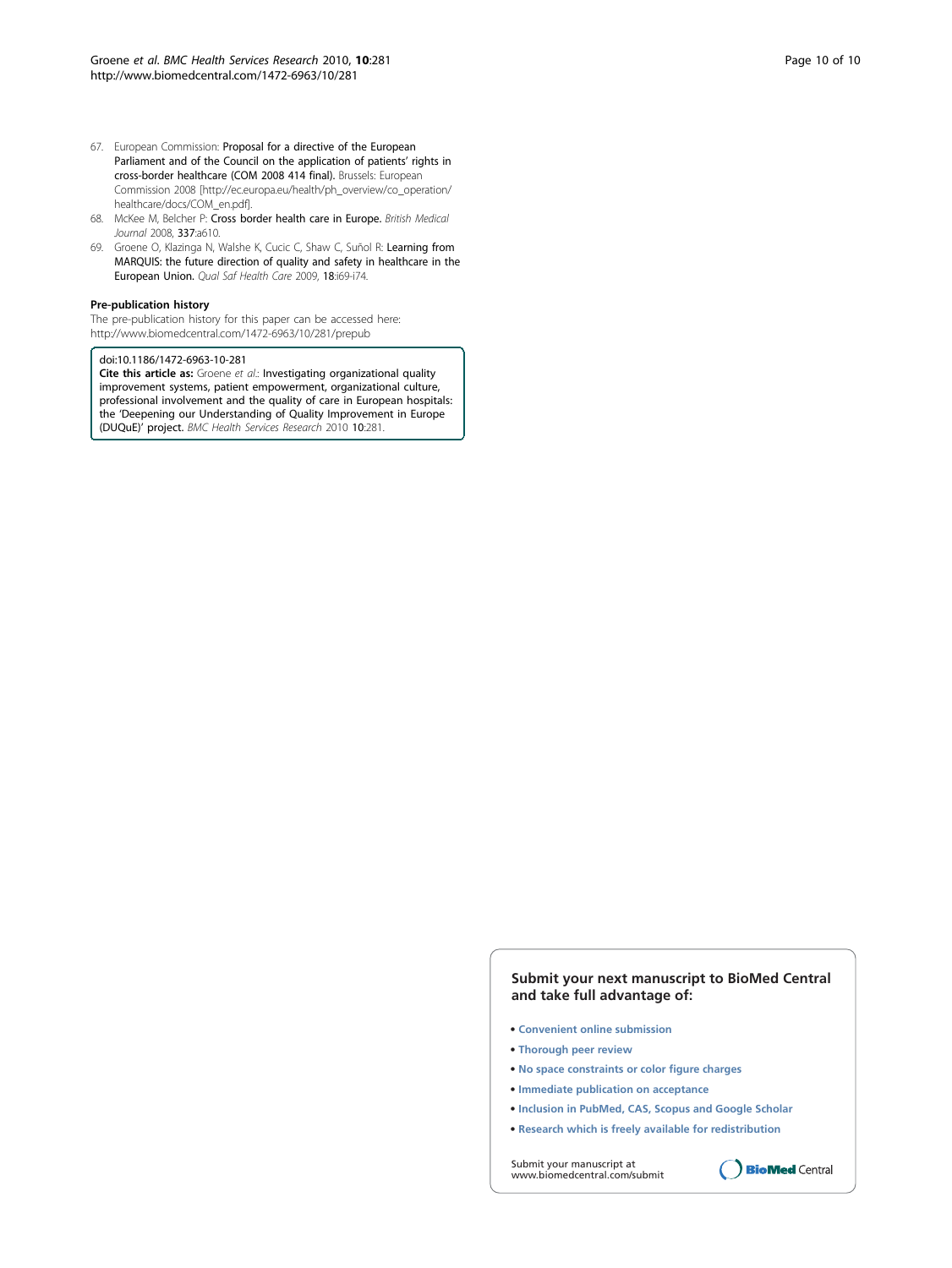67. European Commission: **Proposal for a directive of the European Parliament and of the Council on the application of patients' rights in cross-border healthcare (COM 2008 414 final).** Brussels: European Commission 2008 [http://ec.europa.eu/health/ph_overview/co_operation/healthcare/docs/COM_en.pdf].
68. McKee M, Belcher P: **Cross border health care in Europe.** *British Medical Journal* 2008, **337**:a610.
69. Groene O, Klazinga N, Walshe K, Cucic C, Shaw C, Suñol R: **Learning from MARQUIS: the future direction of quality and safety in healthcare in the European Union.** *Qual Saf Health Care* 2009, **18**:i69-i74.

#### Pre-publication history

The pre-publication history for this paper can be accessed here:
http://www.biomedcentral.com/1472-6963/10/281/prepub

doi:10.1186/1472-6963-10-281
**Cite this article as:** Groene *et al.*: **Investigating organizational quality improvement systems, patient empowerment, organizational culture, professional involvement and the quality of care in European hospitals: the 'Deepening our Understanding of Quality Improvement in Europe (DUQuE)' project.** *BMC Health Services Research* 2010 **10**:281.

**Submit your next manuscript to BioMed Central and take full advantage of:**

- **Convenient online submission**
- **Thorough peer review**
- **No space constraints or color figure charges**
- **Immediate publication on acceptance**
- **Inclusion in PubMed, CAS, Scopus and Google Scholar**
- **Research which is freely available for redistribution**

Submit your manuscript at
www.biomedcentral.com/submit

BioMed Central